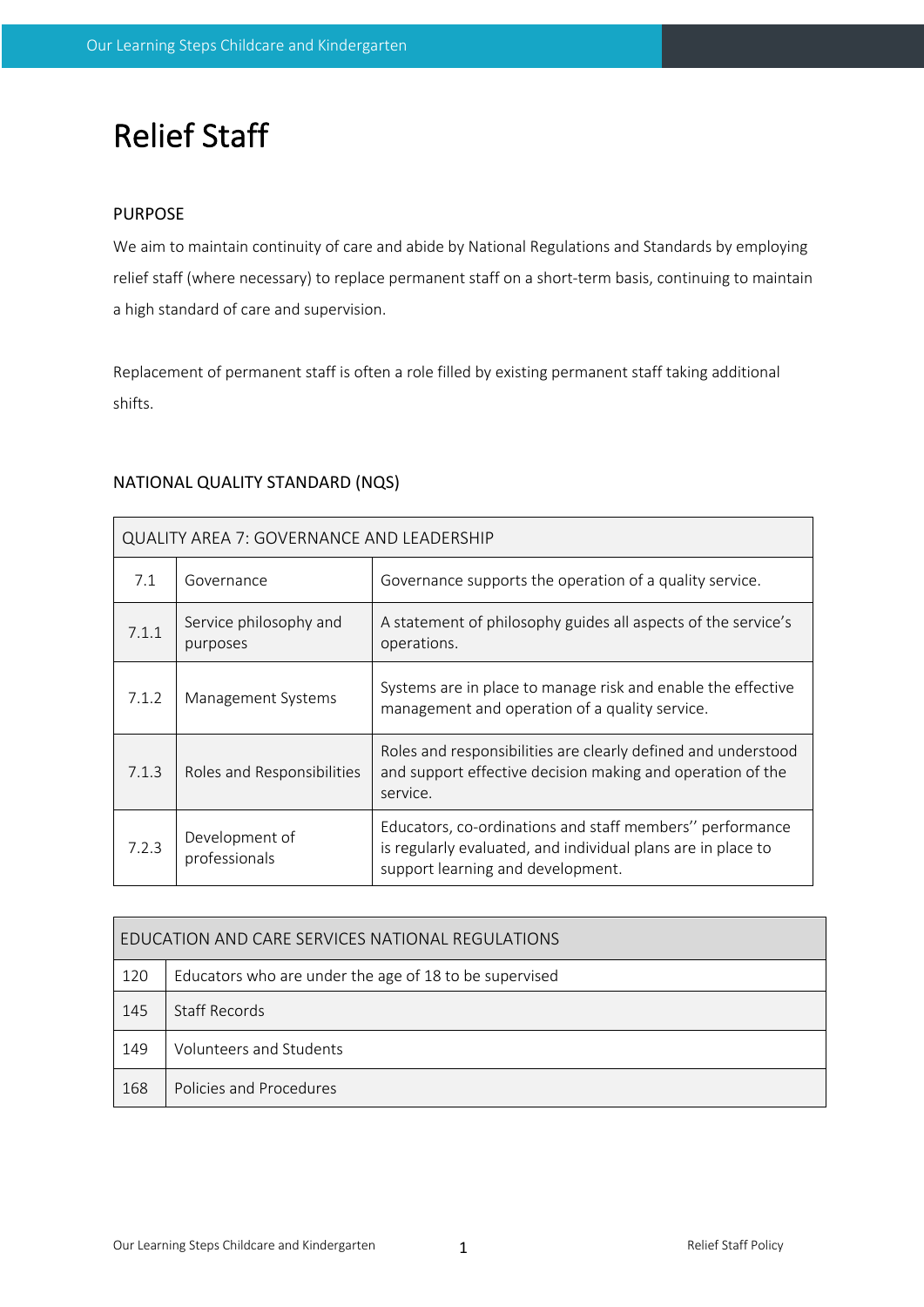# Relief Staff

## PURPOSE

We aim to maintain continuity of care and abide by National Regulations and Standards by employing relief staff (where necessary) to replace permanent staff on a short-term basis, continuing to maintain a high standard of care and supervision.

Replacement of permanent staff is often a role filled by existing permanent staff taking additional shifts.

## NATIONAL QUALITY STANDARD (NQS)

| QUALITY AREA 7: GOVERNANCE AND LEADERSHIP | | |
|---|---|---|
| 7.1 | Governance | Governance supports the operation of a quality service. |
| 7.1.1 | Service philosophy and purposes | A statement of philosophy guides all aspects of the service's operations. |
| 7.1.2 | Management Systems | Systems are in place to manage risk and enable the effective management and operation of a quality service. |
| 7.1.3 | Roles and Responsibilities | Roles and responsibilities are clearly defined and understood and support effective decision making and operation of the service. |
| 7.2.3 | Development of professionals | Educators, co-ordinations and staff members'' performance is regularly evaluated, and individual plans are in place to support learning and development. |

| EDUCATION AND CARE SERVICES NATIONAL REGULATIONS | |
|---|---|
| 120 | Educators who are under the age of 18 to be supervised |
| 145 | Staff Records |
| 149 | Volunteers and Students |
| 168 | Policies and Procedures |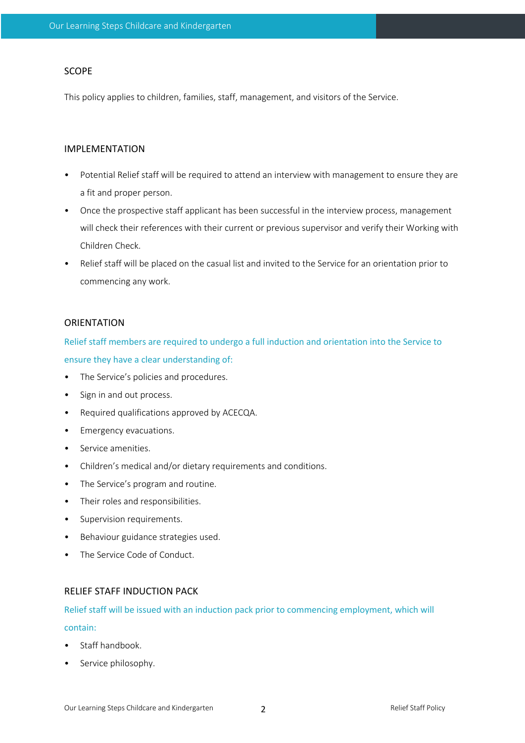## SCOPE

This policy applies to children, families, staff, management, and visitors of the Service.

## IMPLEMENTATION

- Potential Relief staff will be required to attend an interview with management to ensure they are a fit and proper person.
- Once the prospective staff applicant has been successful in the interview process, management will check their references with their current or previous supervisor and verify their Working with Children Check.
- Relief staff will be placed on the casual list and invited to the Service for an orientation prior to commencing any work.

## ORIENTATION

Relief staff members are required to undergo a full induction and orientation into the Service to ensure they have a clear understanding of:

- The Service's policies and procedures.
- Sign in and out process.
- Required qualifications approved by ACECQA.
- Emergency evacuations.
- Service amenities.
- Children's medical and/or dietary requirements and conditions.
- The Service's program and routine.
- Their roles and responsibilities.
- Supervision requirements.
- Behaviour guidance strategies used.
- The Service Code of Conduct.

## RELIEF STAFF INDUCTION PACK

Relief staff will be issued with an induction pack prior to commencing employment, which will contain:

- Staff handbook.
- Service philosophy.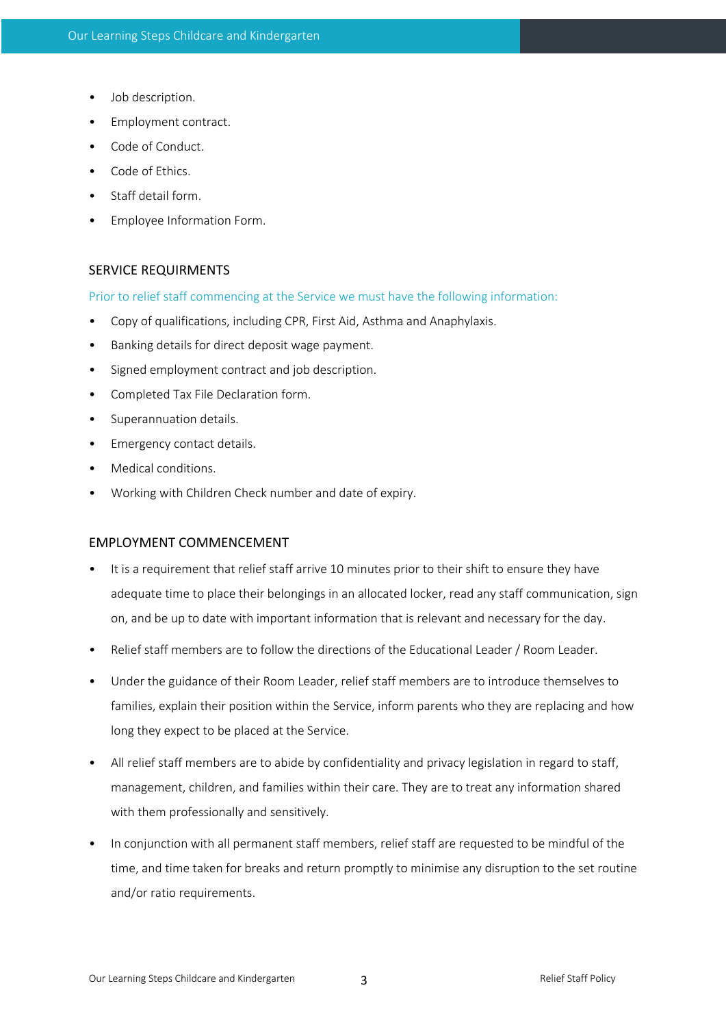- Job description.
- Employment contract.
- Code of Conduct.
- Code of Ethics.
- Staff detail form.
- Employee Information Form.

## SERVICE REQUIRMENTS

Prior to relief staff commencing at the Service we must have the following information:

- Copy of qualifications, including CPR, First Aid, Asthma and Anaphylaxis.
- Banking details for direct deposit wage payment.
- Signed employment contract and job description.
- Completed Tax File Declaration form.
- Superannuation details.
- Emergency contact details.
- Medical conditions.
- Working with Children Check number and date of expiry.

## EMPLOYMENT COMMENCEMENT

- It is a requirement that relief staff arrive 10 minutes prior to their shift to ensure they have adequate time to place their belongings in an allocated locker, read any staff communication, sign on, and be up to date with important information that is relevant and necessary for the day.
- Relief staff members are to follow the directions of the Educational Leader / Room Leader.
- Under the guidance of their Room Leader, relief staff members are to introduce themselves to families, explain their position within the Service, inform parents who they are replacing and how long they expect to be placed at the Service.
- All relief staff members are to abide by confidentiality and privacy legislation in regard to staff, management, children, and families within their care. They are to treat any information shared with them professionally and sensitively.
- In conjunction with all permanent staff members, relief staff are requested to be mindful of the time, and time taken for breaks and return promptly to minimise any disruption to the set routine and/or ratio requirements.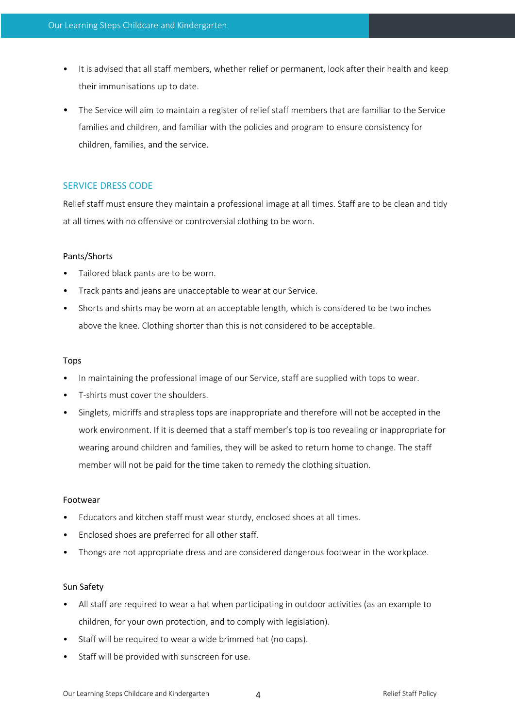- It is advised that all staff members, whether relief or permanent, look after their health and keep their immunisations up to date.
- The Service will aim to maintain a register of relief staff members that are familiar to the Service families and children, and familiar with the policies and program to ensure consistency for children, families, and the service.

## SERVICE DRESS CODE

Relief staff must ensure they maintain a professional image at all times. Staff are to be clean and tidy at all times with no offensive or controversial clothing to be worn.

### Pants/Shorts

- Tailored black pants are to be worn.
- Track pants and jeans are unacceptable to wear at our Service.
- Shorts and shirts may be worn at an acceptable length, which is considered to be two inches above the knee. Clothing shorter than this is not considered to be acceptable.

### Tops

- In maintaining the professional image of our Service, staff are supplied with tops to wear.
- T-shirts must cover the shoulders.
- Singlets, midriffs and strapless tops are inappropriate and therefore will not be accepted in the work environment. If it is deemed that a staff member's top is too revealing or inappropriate for wearing around children and families, they will be asked to return home to change. The staff member will not be paid for the time taken to remedy the clothing situation.

### Footwear

- Educators and kitchen staff must wear sturdy, enclosed shoes at all times.
- Enclosed shoes are preferred for all other staff.
- Thongs are not appropriate dress and are considered dangerous footwear in the workplace.

### Sun Safety

- All staff are required to wear a hat when participating in outdoor activities (as an example to children, for your own protection, and to comply with legislation).
- Staff will be required to wear a wide brimmed hat (no caps).
- Staff will be provided with sunscreen for use.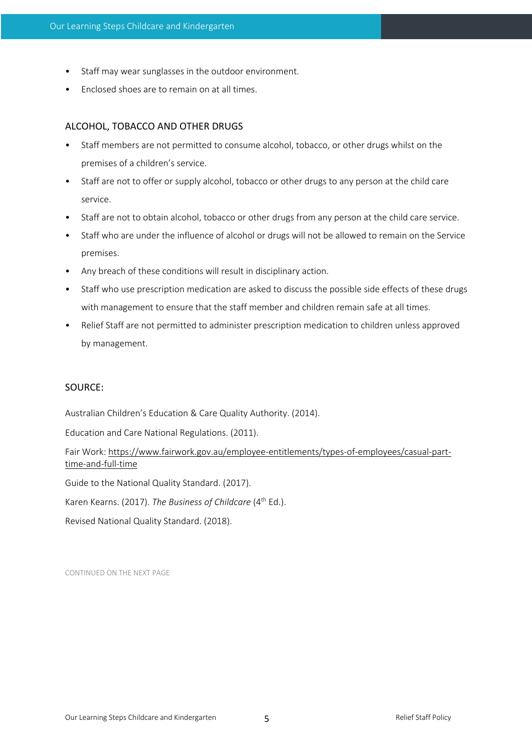- Staff may wear sunglasses in the outdoor environment.
- Enclosed shoes are to remain on at all times.

## ALCOHOL, TOBACCO AND OTHER DRUGS

- Staff members are not permitted to consume alcohol, tobacco, or other drugs whilst on the premises of a children's service.
- Staff are not to offer or supply alcohol, tobacco or other drugs to any person at the child care service.
- Staff are not to obtain alcohol, tobacco or other drugs from any person at the child care service.
- Staff who are under the influence of alcohol or drugs will not be allowed to remain on the Service premises.
- Any breach of these conditions will result in disciplinary action.
- Staff who use prescription medication are asked to discuss the possible side effects of these drugs with management to ensure that the staff member and children remain safe at all times.
- Relief Staff are not permitted to administer prescription medication to children unless approved by management.

## SOURCE:

Australian Children's Education & Care Quality Authority. (2014).

Education and Care National Regulations. (2011).

Fair Work: https://www.fairwork.gov.au/employee-entitlements/types-of-employees/casual-part-time-and-full-time

Guide to the National Quality Standard. (2017).

Karen Kearns. (2017). *The Business of Childcare* (4th Ed.).

Revised National Quality Standard. (2018).

CONTINUED ON THE NEXT PAGE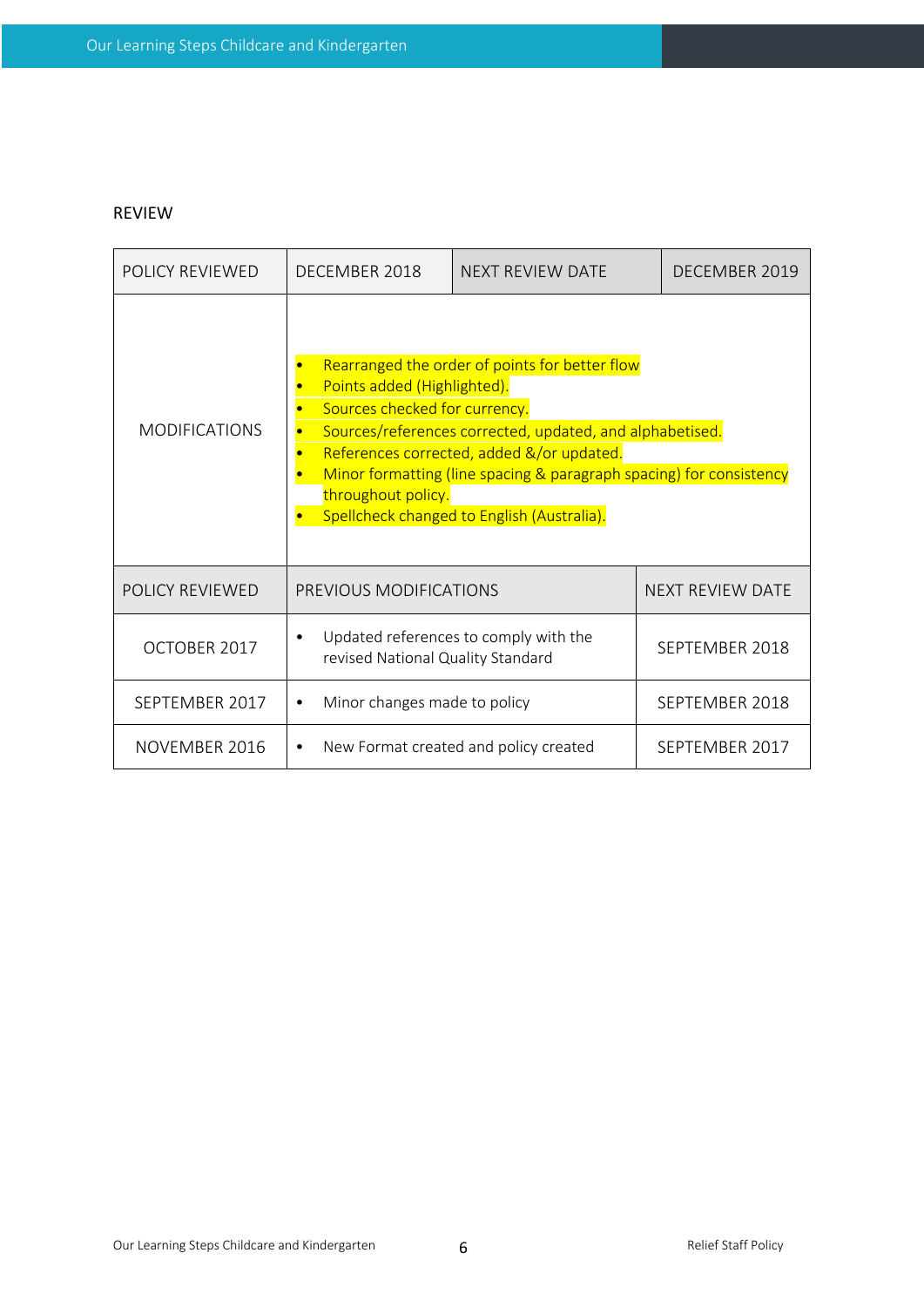REVIEW

| POLICY REVIEWED | DECEMBER 2018 | NEXT REVIEW DATE | DECEMBER 2019 |
|---|---|---|---|
| MODIFICATIONS | • Rearranged the order of points for better flow<br>• Points added (Highlighted).<br>• Sources checked for currency.<br>• Sources/references corrected, updated, and alphabetised.<br>• References corrected, added &/or updated.<br>• Minor formatting (line spacing & paragraph spacing) for consistency throughout policy.<br>• Spellcheck changed to English (Australia). | | |
| POLICY REVIEWED | PREVIOUS MODIFICATIONS | | NEXT REVIEW DATE |
| OCTOBER 2017 | • Updated references to comply with the revised National Quality Standard | | SEPTEMBER 2018 |
| SEPTEMBER 2017 | • Minor changes made to policy | | SEPTEMBER 2018 |
| NOVEMBER 2016 | • New Format created and policy created | | SEPTEMBER 2017 |